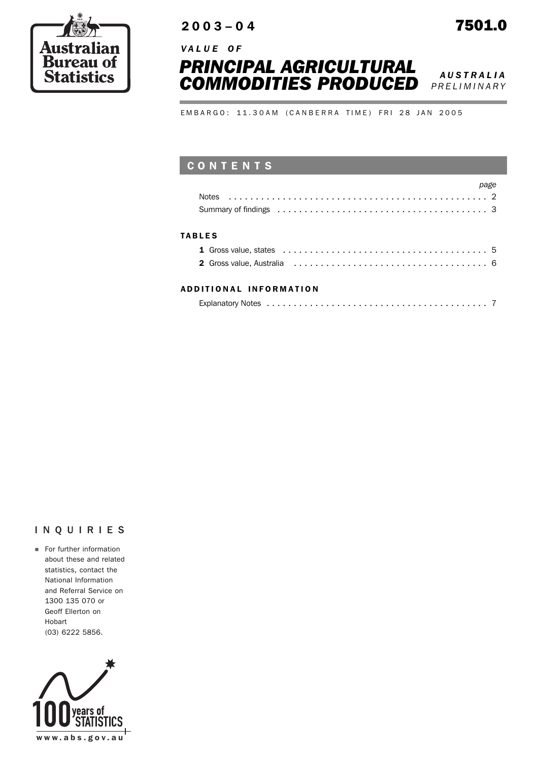Australian Bureau of Statistics

2003–04

7501.0

*VALUE OF*

# *PRINCIPAL AGRICULTURAL COMMODITIES PRODUCED*

***AUSTRALIA***
*PRELIMINARY*

EMBARGO: 11.30AM (CANBERRA TIME) FRI 28 JAN 2005

## CONTENTS

| | page |
|---|---|
| Notes | 2 |
| Summary of findings | 3 |
| **TABLES** | |
| **1** Gross value, states | 5 |
| **2** Gross value, Australia | 6 |
| **ADDITIONAL INFORMATION** | |
| Explanatory Notes | 7 |

## INQUIRIES

- For further information about these and related statistics, contact the National Information and Referral Service on 1300 135 070 or Geoff Ellerton on Hobart (03) 6222 5856.

100 years of STATISTICS

www.abs.gov.au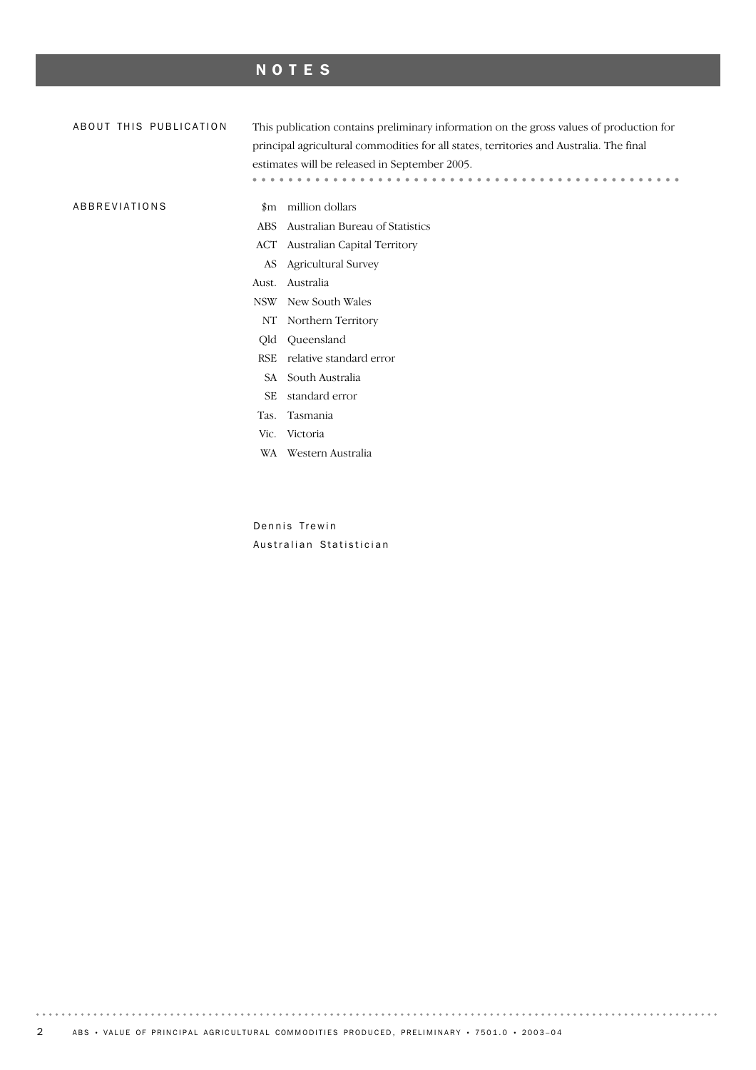# NOTES

## ABOUT THIS PUBLICATION

This publication contains preliminary information on the gross values of production for principal agricultural commodities for all states, territories and Australia. The final estimates will be released in September 2005.

## ABBREVIATIONS

| | |
|---|---|
| $m | million dollars |
| ABS | Australian Bureau of Statistics |
| ACT | Australian Capital Territory |
| AS | Agricultural Survey |
| Aust. | Australia |
| NSW | New South Wales |
| NT | Northern Territory |
| Qld | Queensland |
| RSE | relative standard error |
| SA | South Australia |
| SE | standard error |
| Tas. | Tasmania |
| Vic. | Victoria |
| WA | Western Australia |

Dennis Trewin
Australian Statistician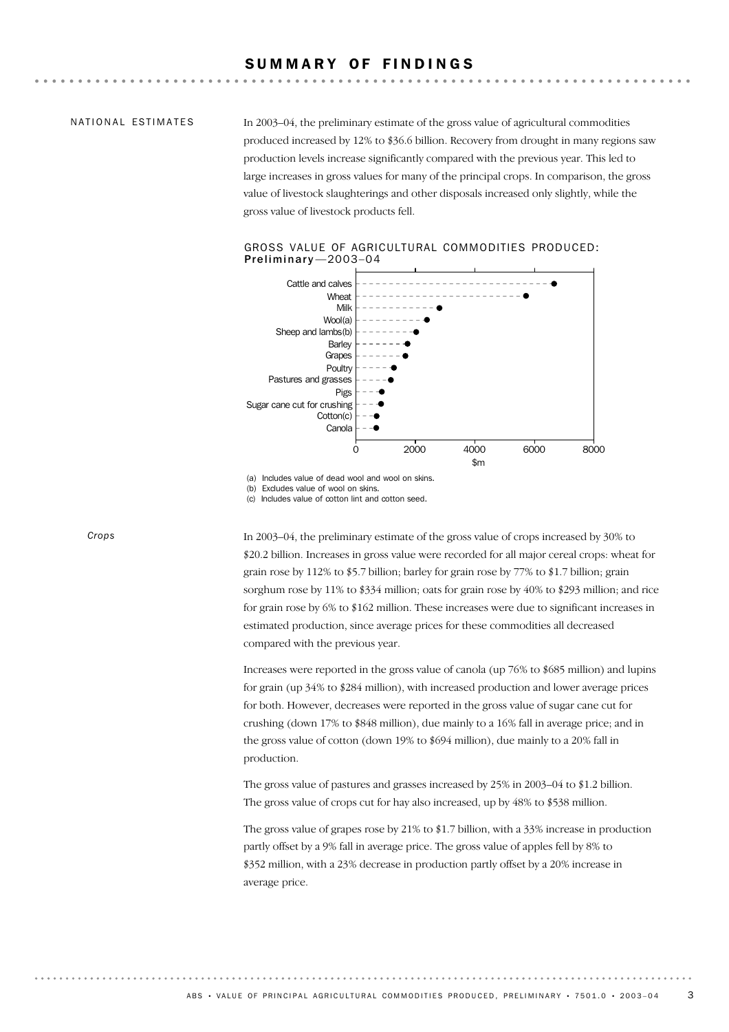# SUMMARY OF FINDINGS

## NATIONAL ESTIMATES

In 2003–04, the preliminary estimate of the gross value of agricultural commodities produced increased by 12% to $36.6 billion. Recovery from drought in many regions saw production levels increase significantly compared with the previous year. This led to large increases in gross values for many of the principal crops. In comparison, the gross value of livestock slaughterings and other disposals increased only slightly, while the gross value of livestock products fell.

GROSS VALUE OF AGRICULTURAL COMMODITIES PRODUCED: Preliminary—2003–04

(a) Includes value of dead wool and wool on skins.
(b) Excludes value of wool on skins.
(c) Includes value of cotton lint and cotton seed.

### *Crops*

In 2003–04, the preliminary estimate of the gross value of crops increased by 30% to $20.2 billion. Increases in gross value were recorded for all major cereal crops: wheat for grain rose by 112% to $5.7 billion; barley for grain rose by 77% to $1.7 billion; grain sorghum rose by 11% to $334 million; oats for grain rose by 40% to $293 million; and rice for grain rose by 6% to $162 million. These increases were due to significant increases in estimated production, since average prices for these commodities all decreased compared with the previous year.

Increases were reported in the gross value of canola (up 76% to $685 million) and lupins for grain (up 34% to $284 million), with increased production and lower average prices for both. However, decreases were reported in the gross value of sugar cane cut for crushing (down 17% to $848 million), due mainly to a 16% fall in average price; and in the gross value of cotton (down 19% to $694 million), due mainly to a 20% fall in production.

The gross value of pastures and grasses increased by 25% in 2003–04 to $1.2 billion. The gross value of crops cut for hay also increased, up by 48% to $538 million.

The gross value of grapes rose by 21% to $1.7 billion, with a 33% increase in production partly offset by a 9% fall in average price. The gross value of apples fell by 8% to $352 million, with a 23% decrease in production partly offset by a 20% increase in average price.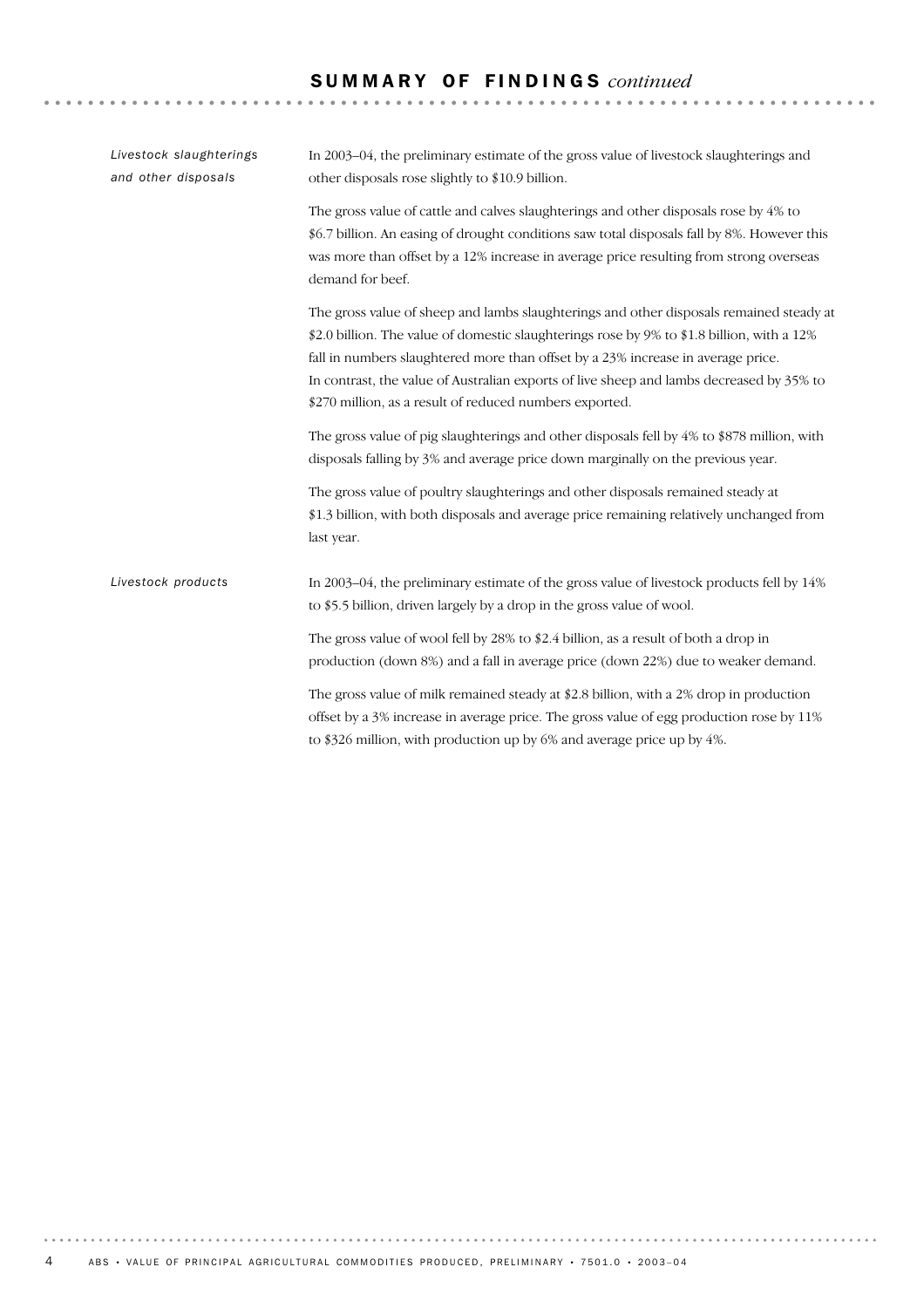## SUMMARY OF FINDINGS *continued*

### *Livestock slaughterings and other disposals*

In 2003–04, the preliminary estimate of the gross value of livestock slaughterings and other disposals rose slightly to $10.9 billion.

The gross value of cattle and calves slaughterings and other disposals rose by 4% to $6.7 billion. An easing of drought conditions saw total disposals fall by 8%. However this was more than offset by a 12% increase in average price resulting from strong overseas demand for beef.

The gross value of sheep and lambs slaughterings and other disposals remained steady at $2.0 billion. The value of domestic slaughterings rose by 9% to $1.8 billion, with a 12% fall in numbers slaughtered more than offset by a 23% increase in average price. In contrast, the value of Australian exports of live sheep and lambs decreased by 35% to $270 million, as a result of reduced numbers exported.

The gross value of pig slaughterings and other disposals fell by 4% to $878 million, with disposals falling by 3% and average price down marginally on the previous year.

The gross value of poultry slaughterings and other disposals remained steady at $1.3 billion, with both disposals and average price remaining relatively unchanged from last year.

### *Livestock products*

In 2003–04, the preliminary estimate of the gross value of livestock products fell by 14% to $5.5 billion, driven largely by a drop in the gross value of wool.

The gross value of wool fell by 28% to $2.4 billion, as a result of both a drop in production (down 8%) and a fall in average price (down 22%) due to weaker demand.

The gross value of milk remained steady at $2.8 billion, with a 2% drop in production offset by a 3% increase in average price. The gross value of egg production rose by 11% to $326 million, with production up by 6% and average price up by 4%.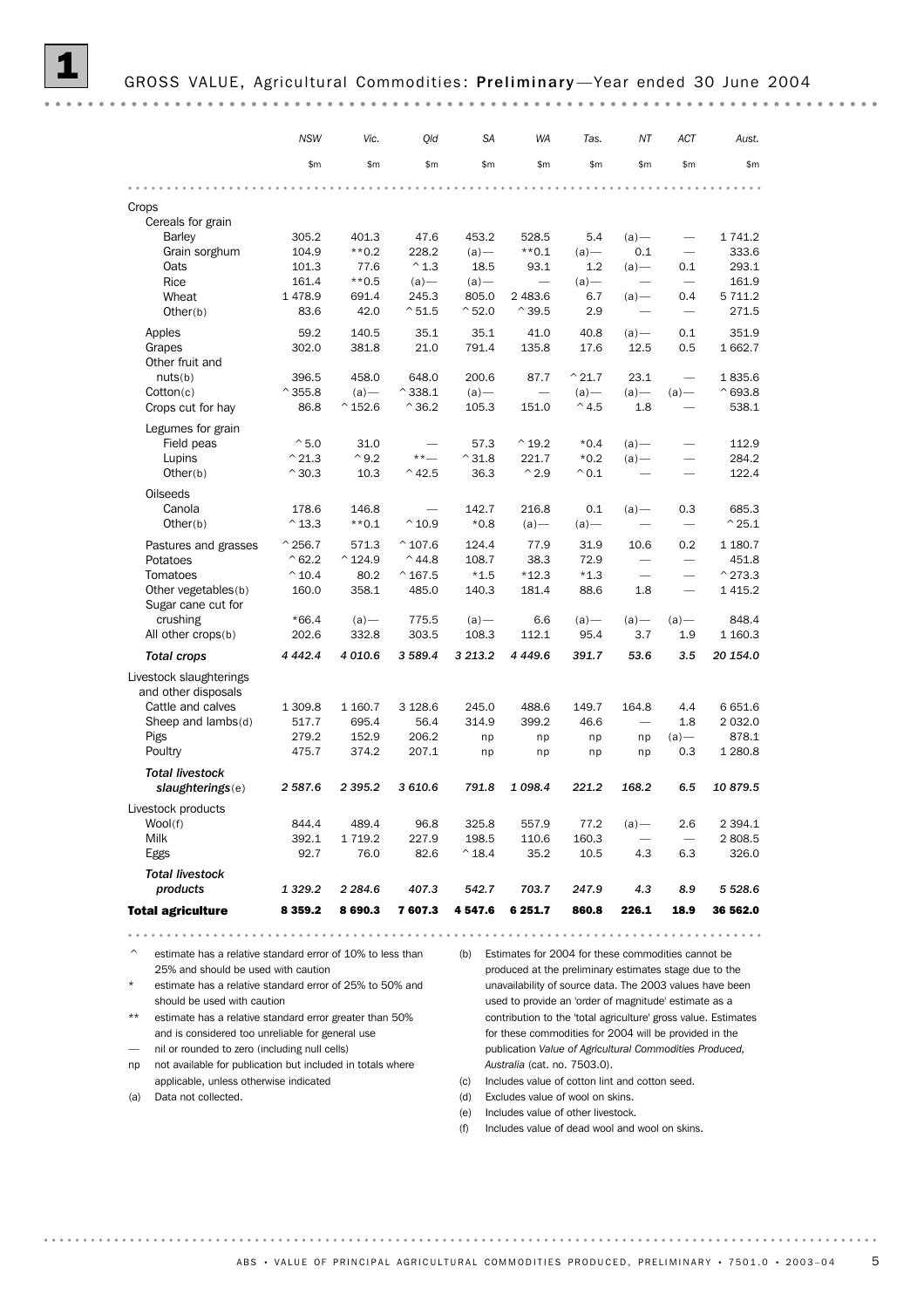# 1 GROSS VALUE, Agricultural Commodities: **Preliminary**—Year ended 30 June 2004

| | NSW | Vic. | Qld | SA | WA | Tas. | NT | ACT | Aust. |
|---|---|---|---|---|---|---|---|---|---|
| | $m | $m | $m | $m | $m | $m | $m | $m | $m |
| **Crops** | | | | | | | | | |
| Cereals for grain | | | | | | | | | |
| Barley | 305.2 | 401.3 | 47.6 | 453.2 | 528.5 | 5.4 | (a)— | — | 1 741.2 |
| Grain sorghum | 104.9 | **0.2 | 228.2 | (a)— | **0.1 | (a)— | 0.1 | — | 333.6 |
| Oats | 101.3 | 77.6 | ^1.3 | 18.5 | 93.1 | 1.2 | (a)— | 0.1 | 293.1 |
| Rice | 161.4 | **0.5 | (a)— | (a)— | — | (a)— | — | — | 161.9 |
| Wheat | 1 478.9 | 691.4 | 245.3 | 805.0 | 2 483.6 | 6.7 | (a)— | 0.4 | 5 711.2 |
| Other(b) | 83.6 | 42.0 | ^51.5 | ^52.0 | ^39.5 | 2.9 | — | — | 271.5 |
| Apples | 59.2 | 140.5 | 35.1 | 35.1 | 41.0 | 40.8 | (a)— | 0.1 | 351.9 |
| Grapes | 302.0 | 381.8 | 21.0 | 791.4 | 135.8 | 17.6 | 12.5 | 0.5 | 1 662.7 |
| Other fruit and nuts(b) | 396.5 | 458.0 | 648.0 | 200.6 | 87.7 | ^21.7 | 23.1 | — | 1 835.6 |
| Cotton(c) | ^355.8 | (a)— | ^338.1 | (a)— | — | (a)— | (a)— | (a)— | ^693.8 |
| Crops cut for hay | 86.8 | ^152.6 | ^36.2 | 105.3 | 151.0 | ^4.5 | 1.8 | — | 538.1 |
| Legumes for grain | | | | | | | | | |
| Field peas | ^5.0 | 31.0 | — | 57.3 | ^19.2 | *0.4 | (a)— | — | 112.9 |
| Lupins | ^21.3 | ^9.2 | **— | ^31.8 | 221.7 | *0.2 | (a)— | — | 284.2 |
| Other(b) | ^30.3 | 10.3 | ^42.5 | 36.3 | ^2.9 | ^0.1 | — | — | 122.4 |
| Oilseeds | | | | | | | | | |
| Canola | 178.6 | 146.8 | — | 142.7 | 216.8 | 0.1 | (a)— | 0.3 | 685.3 |
| Other(b) | ^13.3 | **0.1 | ^10.9 | *0.8 | (a)— | (a)— | — | — | ^25.1 |
| Pastures and grasses | ^256.7 | 571.3 | ^107.6 | 124.4 | 77.9 | 31.9 | 10.6 | 0.2 | 1 180.7 |
| Potatoes | ^62.2 | ^124.9 | ^44.8 | 108.7 | 38.3 | 72.9 | — | — | 451.8 |
| Tomatoes | ^10.4 | 80.2 | ^167.5 | *1.5 | *12.3 | *1.3 | — | — | ^273.3 |
| Other vegetables(b) | 160.0 | 358.1 | 485.0 | 140.3 | 181.4 | 88.6 | 1.8 | — | 1 415.2 |
| Sugar cane cut for crushing | *66.4 | (a)— | 775.5 | (a)— | 6.6 | (a)— | (a)— | (a)— | 848.4 |
| All other crops(b) | 202.6 | 332.8 | 303.5 | 108.3 | 112.1 | 95.4 | 3.7 | 1.9 | 1 160.3 |
| ***Total crops*** | *4 442.4* | *4 010.6* | *3 589.4* | *3 213.2* | *4 449.6* | *391.7* | *53.6* | *3.5* | *20 154.0* |
| **Livestock slaughterings and other disposals** | | | | | | | | | |
| Cattle and calves | 1 309.8 | 1 160.7 | 3 128.6 | 245.0 | 488.6 | 149.7 | 164.8 | 4.4 | 6 651.6 |
| Sheep and lambs(d) | 517.7 | 695.4 | 56.4 | 314.9 | 399.2 | 46.6 | — | 1.8 | 2 032.0 |
| Pigs | 279.2 | 152.9 | 206.2 | np | np | np | np | (a)— | 878.1 |
| Poultry | 475.7 | 374.2 | 207.1 | np | np | np | np | 0.3 | 1 280.8 |
| ***Total livestock slaughterings(e)*** | *2 587.6* | *2 395.2* | *3 610.6* | *791.8* | *1 098.4* | *221.2* | *168.2* | *6.5* | *10 879.5* |
| **Livestock products** | | | | | | | | | |
| Wool(f) | 844.4 | 489.4 | 96.8 | 325.8 | 557.9 | 77.2 | (a)— | 2.6 | 2 394.1 |
| Milk | 392.1 | 1 719.2 | 227.9 | 198.5 | 110.6 | 160.3 | — | — | 2 808.5 |
| Eggs | 92.7 | 76.0 | 82.6 | ^18.4 | 35.2 | 10.5 | 4.3 | 6.3 | 326.0 |
| ***Total livestock products*** | *1 329.2* | *2 284.6* | *407.3* | *542.7* | *703.7* | *247.9* | *4.3* | *8.9* | *5 528.6* |
| **Total agriculture** | **8 359.2** | **8 690.3** | **7 607.3** | **4 547.6** | **6 251.7** | **860.8** | **226.1** | **18.9** | **36 562.0** |

^ estimate has a relative standard error of 10% to less than 25% and should be used with caution

* estimate has a relative standard error of 25% to 50% and should be used with caution

** estimate has a relative standard error greater than 50% and is considered too unreliable for general use

— nil or rounded to zero (including null cells)

np not available for publication but included in totals where applicable, unless otherwise indicated

(a) Data not collected.

(b) Estimates for 2004 for these commodities cannot be produced at the preliminary estimates stage due to the unavailability of source data. The 2003 values have been used to provide an 'order of magnitude' estimate as a contribution to the 'total agriculture' gross value. Estimates for these commodities for 2004 will be provided in the publication *Value of Agricultural Commodities Produced, Australia* (cat. no. 7503.0).

(c) Includes value of cotton lint and cotton seed.

(d) Excludes value of wool on skins.

(e) Includes value of other livestock.

(f) Includes value of dead wool and wool on skins.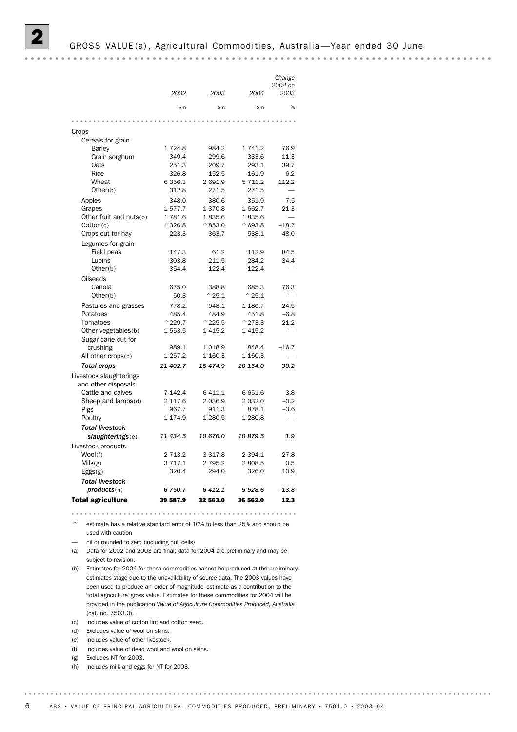## 2 GROSS VALUE(a), Agricultural Commodities, Australia—Year ended 30 June

| | 2002 | 2003 | 2004 | Change 2004 on 2003 |
|---|---|---|---|---|
| | $m | $m | $m | % |
| **Crops** | | | | |
| Cereals for grain | | | | |
| Barley | 1 724.8 | 984.2 | 1 741.2 | 76.9 |
| Grain sorghum | 349.4 | 299.6 | 333.6 | 11.3 |
| Oats | 251.3 | 209.7 | 293.1 | 39.7 |
| Rice | 326.8 | 152.5 | 161.9 | 6.2 |
| Wheat | 6 356.3 | 2 691.9 | 5 711.2 | 112.2 |
| Other(b) | 312.8 | 271.5 | 271.5 | — |
| Apples | 348.0 | 380.6 | 351.9 | –7.5 |
| Grapes | 1 577.7 | 1 370.8 | 1 662.7 | 21.3 |
| Other fruit and nuts(b) | 1 781.6 | 1 835.6 | 1 835.6 | — |
| Cotton(c) | 1 326.8 | ^853.0 | ^693.8 | –18.7 |
| Crops cut for hay | 223.3 | 363.7 | 538.1 | 48.0 |
| Legumes for grain | | | | |
| Field peas | 147.3 | 61.2 | 112.9 | 84.5 |
| Lupins | 303.8 | 211.5 | 284.2 | 34.4 |
| Other(b) | 354.4 | 122.4 | 122.4 | — |
| Oilseeds | | | | |
| Canola | 675.0 | 388.8 | 685.3 | 76.3 |
| Other(b) | 50.3 | ^25.1 | ^25.1 | — |
| Pastures and grasses | 778.2 | 948.1 | 1 180.7 | 24.5 |
| Potatoes | 485.4 | 484.9 | 451.8 | –6.8 |
| Tomatoes | ^229.7 | ^225.5 | ^273.3 | 21.2 |
| Other vegetables(b) | 1 553.5 | 1 415.2 | 1 415.2 | — |
| Sugar cane cut for crushing | 989.1 | 1 018.9 | 848.4 | –16.7 |
| All other crops(b) | 1 257.2 | 1 160.3 | 1 160.3 | — |
| ***Total crops*** | ***21 402.7*** | ***15 474.9*** | ***20 154.0*** | ***30.2*** |
| **Livestock slaughterings and other disposals** | | | | |
| Cattle and calves | 7 142.4 | 6 411.1 | 6 651.6 | 3.8 |
| Sheep and lambs(d) | 2 117.6 | 2 036.9 | 2 032.0 | –0.2 |
| Pigs | 967.7 | 911.3 | 878.1 | –3.6 |
| Poultry | 1 174.9 | 1 280.5 | 1 280.8 | — |
| ***Total livestock slaughterings***(e) | ***11 434.5*** | ***10 676.0*** | ***10 879.5*** | ***1.9*** |
| **Livestock products** | | | | |
| Wool(f) | 2 713.2 | 3 317.8 | 2 394.1 | –27.8 |
| Milk(g) | 3 717.1 | 2 795.2 | 2 808.5 | 0.5 |
| Eggs(g) | 320.4 | 294.0 | 326.0 | 10.9 |
| ***Total livestock products***(h) | ***6 750.7*** | ***6 412.1*** | ***5 528.6*** | ***–13.8*** |
| **Total agriculture** | **39 587.9** | **32 563.0** | **36 562.0** | **12.3** |

^ estimate has a relative standard error of 10% to less than 25% and should be used with caution

— nil or rounded to zero (including null cells)

(a) Data for 2002 and 2003 are final; data for 2004 are preliminary and may be subject to revision.

(b) Estimates for 2004 for these commodities cannot be produced at the preliminary estimates stage due to the unavailability of source data. The 2003 values have been used to produce an 'order of magnitude' estimate as a contribution to the 'total agriculture' gross value. Estimates for these commodities for 2004 will be provided in the publication *Value of Agriculture Commodities Produced, Australia* (cat. no. 7503.0).

(c) Includes value of cotton lint and cotton seed.

(d) Excludes value of wool on skins.

(e) Includes value of other livestock.

(f) Includes value of dead wool and wool on skins.

(g) Excludes NT for 2003.

(h) Includes milk and eggs for NT for 2003.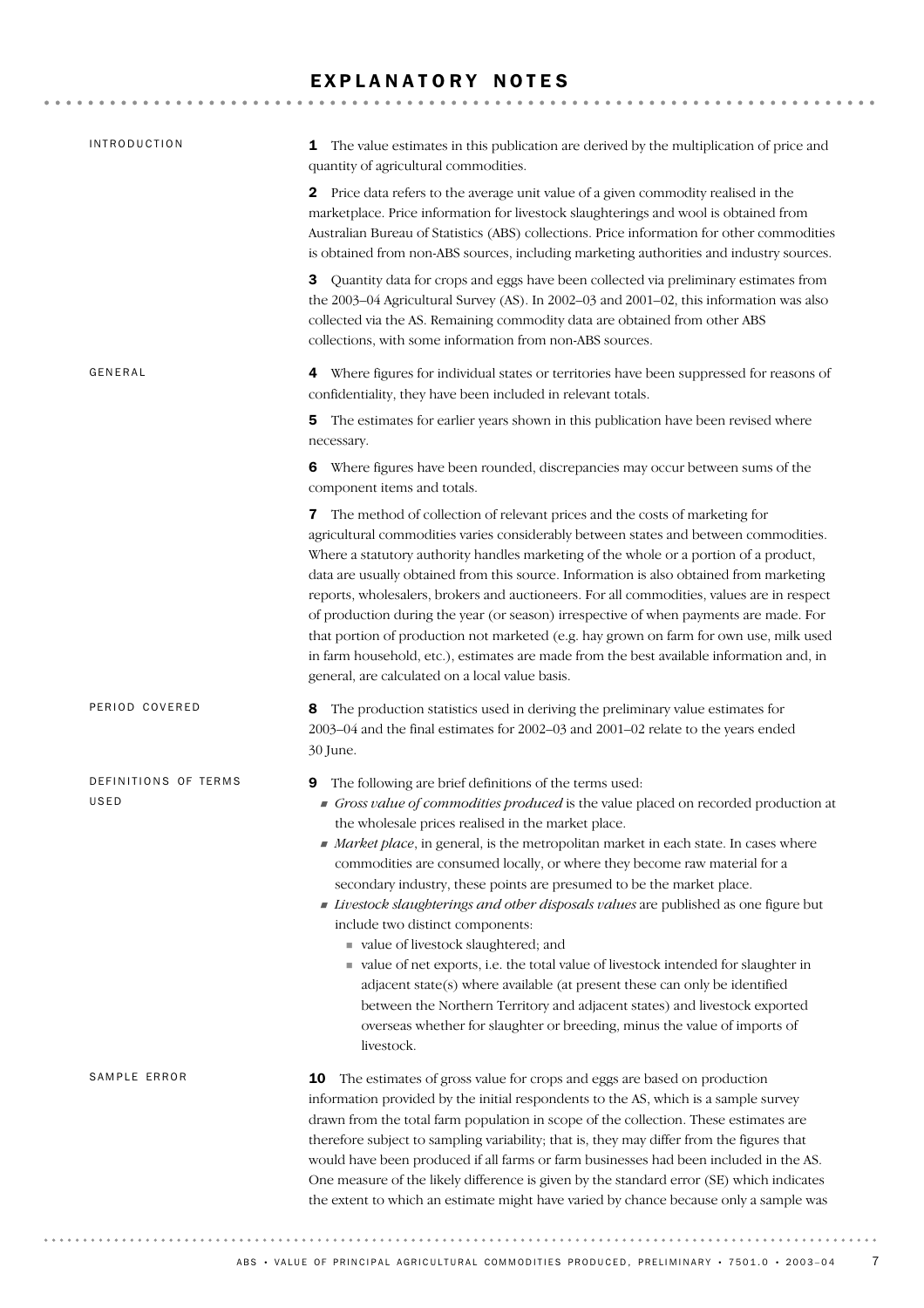# EXPLANATORY NOTES

## INTRODUCTION

**1** The value estimates in this publication are derived by the multiplication of price and quantity of agricultural commodities.

**2** Price data refers to the average unit value of a given commodity realised in the marketplace. Price information for livestock slaughterings and wool is obtained from Australian Bureau of Statistics (ABS) collections. Price information for other commodities is obtained from non-ABS sources, including marketing authorities and industry sources.

**3** Quantity data for crops and eggs have been collected via preliminary estimates from the 2003–04 Agricultural Survey (AS). In 2002–03 and 2001–02, this information was also collected via the AS. Remaining commodity data are obtained from other ABS collections, with some information from non-ABS sources.

## GENERAL

**4** Where figures for individual states or territories have been suppressed for reasons of confidentiality, they have been included in relevant totals.

**5** The estimates for earlier years shown in this publication have been revised where necessary.

**6** Where figures have been rounded, discrepancies may occur between sums of the component items and totals.

**7** The method of collection of relevant prices and the costs of marketing for agricultural commodities varies considerably between states and between commodities. Where a statutory authority handles marketing of the whole or a portion of a product, data are usually obtained from this source. Information is also obtained from marketing reports, wholesalers, brokers and auctioneers. For all commodities, values are in respect of production during the year (or season) irrespective of when payments are made. For that portion of production not marketed (e.g. hay grown on farm for own use, milk used in farm household, etc.), estimates are made from the best available information and, in general, are calculated on a local value basis.

## PERIOD COVERED

**8** The production statistics used in deriving the preliminary value estimates for 2003–04 and the final estimates for 2002–03 and 2001–02 relate to the years ended 30 June.

## DEFINITIONS OF TERMS USED

**9** The following are brief definitions of the terms used:

- *Gross value of commodities produced* is the value placed on recorded production at the wholesale prices realised in the market place.
- *Market place*, in general, is the metropolitan market in each state. In cases where commodities are consumed locally, or where they become raw material for a secondary industry, these points are presumed to be the market place.
- *Livestock slaughterings and other disposals values* are published as one figure but include two distinct components:
  - value of livestock slaughtered; and
  - value of net exports, i.e. the total value of livestock intended for slaughter in adjacent state(s) where available (at present these can only be identified between the Northern Territory and adjacent states) and livestock exported overseas whether for slaughter or breeding, minus the value of imports of livestock.

## SAMPLE ERROR

**10** The estimates of gross value for crops and eggs are based on production information provided by the initial respondents to the AS, which is a sample survey drawn from the total farm population in scope of the collection. These estimates are therefore subject to sampling variability; that is, they may differ from the figures that would have been produced if all farms or farm businesses had been included in the AS. One measure of the likely difference is given by the standard error (SE) which indicates the extent to which an estimate might have varied by chance because only a sample was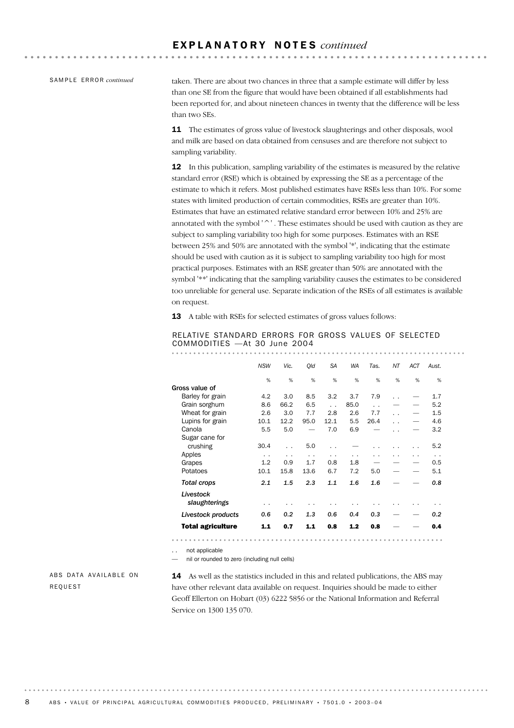## EXPLANATORY NOTES *continued*

SAMPLE ERROR *continued*

taken. There are about two chances in three that a sample estimate will differ by less than one SE from the figure that would have been obtained if all establishments had been reported for, and about nineteen chances in twenty that the difference will be less than two SEs.

**11** The estimates of gross value of livestock slaughterings and other disposals, wool and milk are based on data obtained from censuses and are therefore not subject to sampling variability.

**12** In this publication, sampling variability of the estimates is measured by the relative standard error (RSE) which is obtained by expressing the SE as a percentage of the estimate to which it refers. Most published estimates have RSEs less than 10%. For some states with limited production of certain commodities, RSEs are greater than 10%. Estimates that have an estimated relative standard error between 10% and 25% are annotated with the symbol '^'. These estimates should be used with caution as they are subject to sampling variability too high for some purposes. Estimates with an RSE between 25% and 50% are annotated with the symbol '*', indicating that the estimate should be used with caution as it is subject to sampling variability too high for most practical purposes. Estimates with an RSE greater than 50% are annotated with the symbol '**' indicating that the sampling variability causes the estimates to be considered too unreliable for general use. Separate indication of the RSEs of all estimates is available on request.

**13** A table with RSEs for selected estimates of gross values follows:

RELATIVE STANDARD ERRORS FOR GROSS VALUES OF SELECTED COMMODITIES —At 30 June 2004

| | NSW | Vic. | Qld | SA | WA | Tas. | NT | ACT | Aust. |
|---|---|---|---|---|---|---|---|---|---|
| | % | % | % | % | % | % | % | % | % |
| **Gross value of** | | | | | | | | | |
| Barley for grain | 4.2 | 3.0 | 8.5 | 3.2 | 3.7 | 7.9 | . . | — | 1.7 |
| Grain sorghum | 8.6 | 66.2 | 6.5 | . . | 85.0 | . . | — | — | 5.2 |
| Wheat for grain | 2.6 | 3.0 | 7.7 | 2.8 | 2.6 | 7.7 | . . | — | 1.5 |
| Lupins for grain | 10.1 | 12.2 | 95.0 | 12.1 | 5.5 | 26.4 | . . | — | 4.6 |
| Canola | 5.5 | 5.0 | — | 7.0 | 6.9 | — | . . | — | 3.2 |
| Sugar cane for crushing | 30.4 | . . | 5.0 | . . | — | . . | . . | . . | 5.2 |
| Apples | . . | . . | . . | . . | . . | . . | . . | . . | . . |
| Grapes | 1.2 | 0.9 | 1.7 | 0.8 | 1.8 | — | — | — | 0.5 |
| Potatoes | 10.1 | 15.8 | 13.6 | 6.7 | 7.2 | 5.0 | — | — | 5.1 |
| ***Total crops*** | ***2.1*** | ***1.5*** | ***2.3*** | ***1.1*** | ***1.6*** | ***1.6*** | — | — | ***0.8*** |
| ***Livestock slaughterings*** | . . | . . | . . | . . | . . | . . | . . | . . | . . |
| ***Livestock products*** | ***0.6*** | ***0.2*** | ***1.3*** | ***0.6*** | ***0.4*** | ***0.3*** | — | — | ***0.2*** |
| **Total agriculture** | **1.1** | **0.7** | **1.1** | **0.8** | **1.2** | **0.8** | — | — | **0.4** |

. . not applicable

— nil or rounded to zero (including null cells)

ABS DATA AVAILABLE ON REQUEST

**14** As well as the statistics included in this and related publications, the ABS may have other relevant data available on request. Inquiries should be made to either Geoff Ellerton on Hobart (03) 6222 5856 or the National Information and Referral Service on 1300 135 070.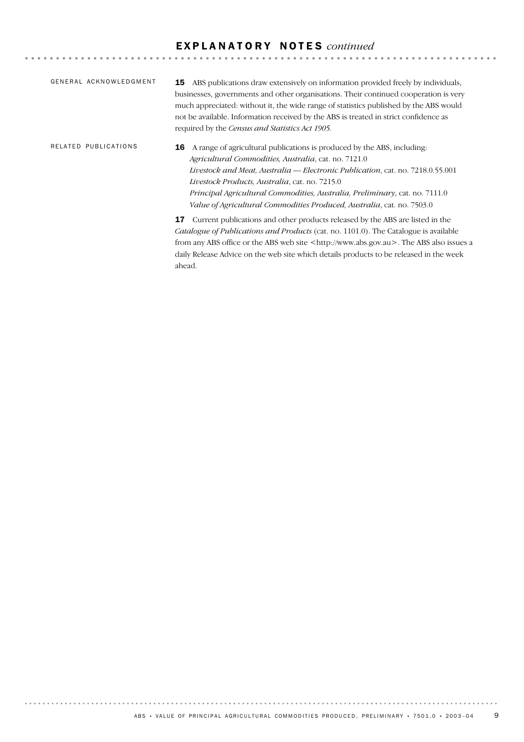## EXPLANATORY NOTES *continued*

GENERAL ACKNOWLEDGMENT

**15** ABS publications draw extensively on information provided freely by individuals, businesses, governments and other organisations. Their continued cooperation is very much appreciated: without it, the wide range of statistics published by the ABS would not be available. Information received by the ABS is treated in strict confidence as required by the *Census and Statistics Act 1905*.

RELATED PUBLICATIONS

**16** A range of agricultural publications is produced by the ABS, including:

*Agricultural Commodities, Australia*, cat. no. 7121.0
*Livestock and Meat, Australia — Electronic Publication*, cat. no. 7218.0.55.001
*Livestock Products, Australia*, cat. no. 7215.0
*Principal Agricultural Commodities, Australia, Preliminary*, cat. no. 7111.0
*Value of Agricultural Commodities Produced, Australia*, cat. no. 7503.0

**17** Current publications and other products released by the ABS are listed in the *Catalogue of Publications and Products* (cat. no. 1101.0). The Catalogue is available from any ABS office or the ABS web site <http://www.abs.gov.au>. The ABS also issues a daily Release Advice on the web site which details products to be released in the week ahead.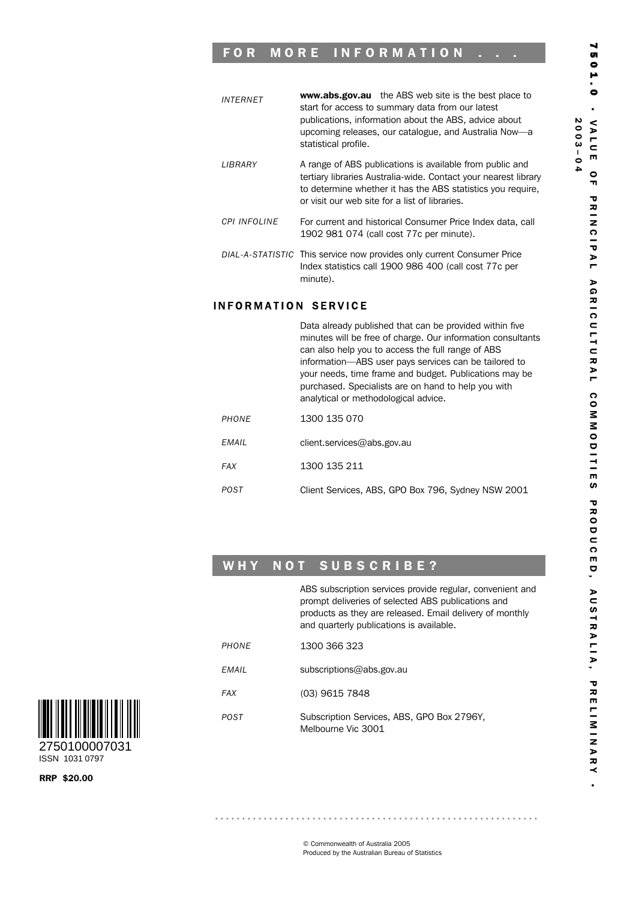## FOR MORE INFORMATION . . .

*INTERNET* **www.abs.gov.au** the ABS web site is the best place to start for access to summary data from our latest publications, information about the ABS, advice about upcoming releases, our catalogue, and Australia Now—a statistical profile.

*LIBRARY* A range of ABS publications is available from public and tertiary libraries Australia-wide. Contact your nearest library to determine whether it has the ABS statistics you require, or visit our web site for a list of libraries.

*CPI INFOLINE* For current and historical Consumer Price Index data, call 1902 981 074 (call cost 77c per minute).

*DIAL-A-STATISTIC* This service now provides only current Consumer Price Index statistics call 1900 986 400 (call cost 77c per minute).

### INFORMATION SERVICE

Data already published that can be provided within five minutes will be free of charge. Our information consultants can also help you to access the full range of ABS information—ABS user pays services can be tailored to your needs, time frame and budget. Publications may be purchased. Specialists are on hand to help you with analytical or methodological advice.

*PHONE* 1300 135 070

*EMAIL* client.services@abs.gov.au

*FAX* 1300 135 211

*POST* Client Services, ABS, GPO Box 796, Sydney NSW 2001

## WHY NOT SUBSCRIBE?

ABS subscription services provide regular, convenient and prompt deliveries of selected ABS publications and products as they are released. Email delivery of monthly and quarterly publications is available.

*PHONE* 1300 366 323

*EMAIL* subscriptions@abs.gov.au

*FAX* (03) 9615 7848

*POST* Subscription Services, ABS, GPO Box 2796Y, Melbourne Vic 3001

2750100007031

ISSN 1031 0797

**RRP $20.00**

© Commonwealth of Australia 2005
Produced by the Australian Bureau of Statistics